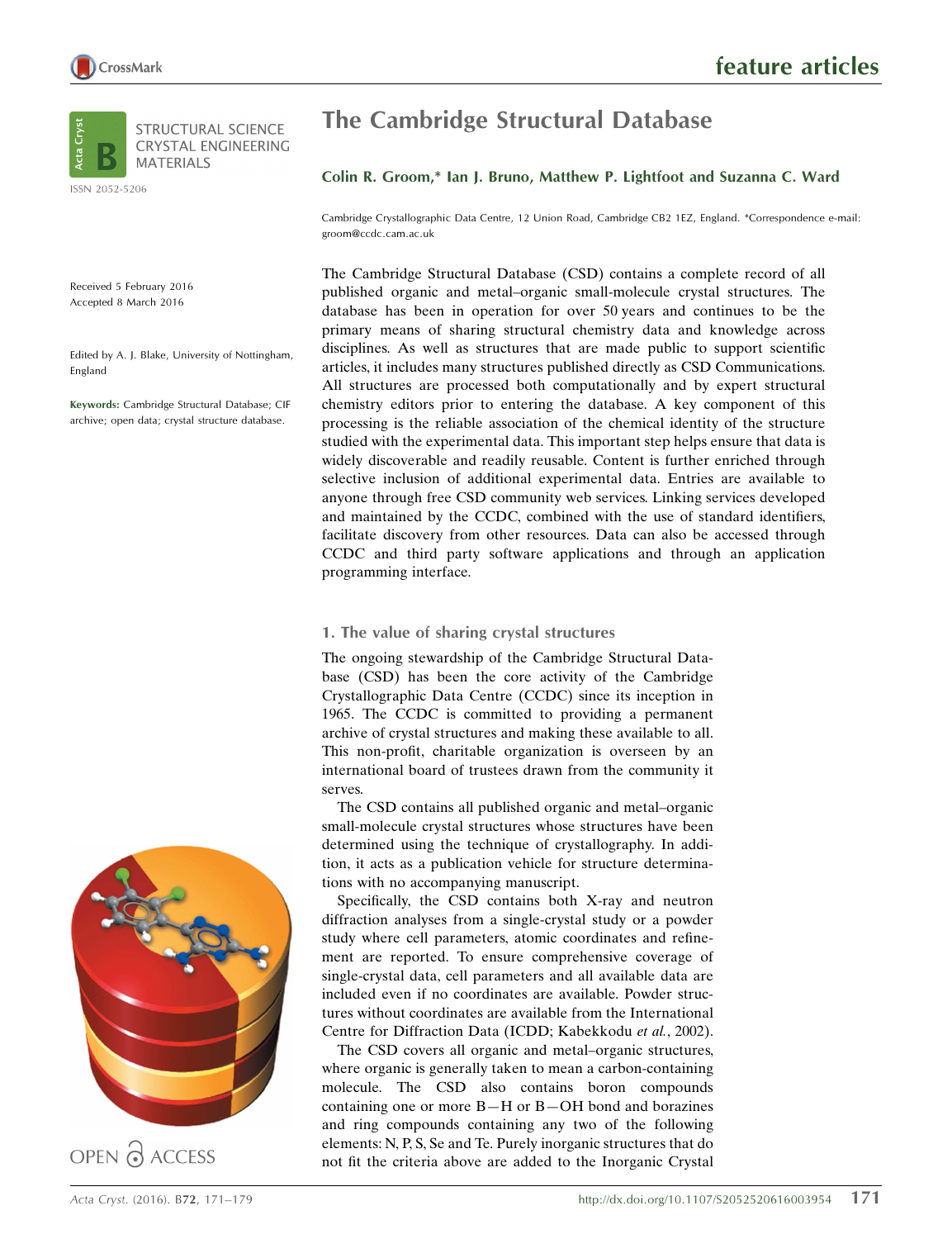# The Cambridge Structural Database

**Colin R. Groom,\* Ian J. Bruno, Matthew P. Lightfoot and Suzanna C. Ward**

Cambridge Crystallographic Data Centre, 12 Union Road, Cambridge CB2 1EZ, England. \*Correspondence e-mail: groom@ccdc.cam.ac.uk

Received 5 February 2016
Accepted 8 March 2016

Edited by A. J. Blake, University of Nottingham, England

**Keywords:** Cambridge Structural Database; CIF archive; open data; crystal structure database.

OPEN ACCESS

The Cambridge Structural Database (CSD) contains a complete record of all published organic and metal–organic small-molecule crystal structures. The database has been in operation for over 50 years and continues to be the primary means of sharing structural chemistry data and knowledge across disciplines. As well as structures that are made public to support scientific articles, it includes many structures published directly as CSD Communications. All structures are processed both computationally and by expert structural chemistry editors prior to entering the database. A key component of this processing is the reliable association of the chemical identity of the structure studied with the experimental data. This important step helps ensure that data is widely discoverable and readily reusable. Content is further enriched through selective inclusion of additional experimental data. Entries are available to anyone through free CSD community web services. Linking services developed and maintained by the CCDC, combined with the use of standard identifiers, facilitate discovery from other resources. Data can also be accessed through CCDC and third party software applications and through an application programming interface.

## 1. The value of sharing crystal structures

The ongoing stewardship of the Cambridge Structural Database (CSD) has been the core activity of the Cambridge Crystallographic Data Centre (CCDC) since its inception in 1965. The CCDC is committed to providing a permanent archive of crystal structures and making these available to all. This non-profit, charitable organization is overseen by an international board of trustees drawn from the community it serves.

The CSD contains all published organic and metal–organic small-molecule crystal structures whose structures have been determined using the technique of crystallography. In addition, it acts as a publication vehicle for structure determinations with no accompanying manuscript.

Specifically, the CSD contains both X-ray and neutron diffraction analyses from a single-crystal study or a powder study where cell parameters, atomic coordinates and refinement are reported. To ensure comprehensive coverage of single-crystal data, cell parameters and all available data are included even if no coordinates are available. Powder structures without coordinates are available from the International Centre for Diffraction Data (ICDD; Kabekkodu *et al.*, 2002).

The CSD covers all organic and metal–organic structures, where organic is generally taken to mean a carbon-containing molecule. The CSD also contains boron compounds containing one or more B—H or B—OH bond and borazines and ring compounds containing any two of the following elements: N, P, S, Se and Te. Purely inorganic structures that do not fit the criteria above are added to the Inorganic Crystal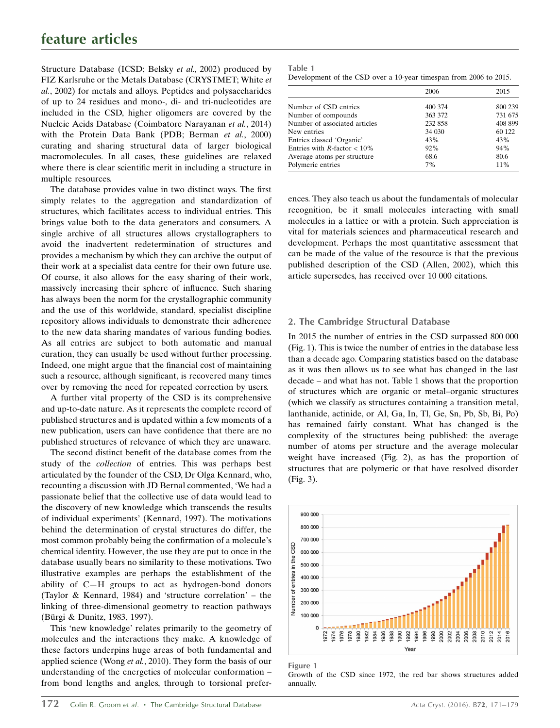Structure Database (ICSD; Belsky *et al.*, 2002) produced by FIZ Karlsruhe or the Metals Database (CRYSTMET; White *et al.*, 2002) for metals and alloys. Peptides and polysaccharides of up to 24 residues and mono-, di- and tri-nucleotides are included in the CSD, higher oligomers are covered by the Nucleic Acids Database (Coimbatore Narayanan *et al.*, 2014) with the Protein Data Bank (PDB; Berman *et al.*, 2000) curating and sharing structural data of larger biological macromolecules. In all cases, these guidelines are relaxed where there is clear scientific merit in including a structure in multiple resources.

The database provides value in two distinct ways. The first simply relates to the aggregation and standardization of structures, which facilitates access to individual entries. This brings value both to the data generators and consumers. A single archive of all structures allows crystallographers to avoid the inadvertent redetermination of structures and provides a mechanism by which they can archive the output of their work at a specialist data centre for their own future use. Of course, it also allows for the easy sharing of their work, massively increasing their sphere of influence. Such sharing has always been the norm for the crystallographic community and the use of this worldwide, standard, specialist discipline repository allows individuals to demonstrate their adherence to the new data sharing mandates of various funding bodies. As all entries are subject to both automatic and manual curation, they can usually be used without further processing. Indeed, one might argue that the financial cost of maintaining such a resource, although significant, is recovered many times over by removing the need for repeated correction by users.

A further vital property of the CSD is its comprehensive and up-to-date nature. As it represents the complete record of published structures and is updated within a few moments of a new publication, users can have confidence that there are no published structures of relevance of which they are unaware.

The second distinct benefit of the database comes from the study of the *collection* of entries. This was perhaps best articulated by the founder of the CSD, Dr Olga Kennard, who, recounting a discussion with JD Bernal commented, 'We had a passionate belief that the collective use of data would lead to the discovery of new knowledge which transcends the results of individual experiments' (Kennard, 1997). The motivations behind the determination of crystal structures do differ, the most common probably being the confirmation of a molecule's chemical identity. However, the use they are put to once in the database usually bears no similarity to these motivations. Two illustrative examples are perhaps the establishment of the ability of C—H groups to act as hydrogen-bond donors (Taylor & Kennard, 1984) and 'structure correlation' – the linking of three-dimensional geometry to reaction pathways (Bürgi & Dunitz, 1983, 1997).

This 'new knowledge' relates primarily to the geometry of molecules and the interactions they make. A knowledge of these factors underpins huge areas of both fundamental and applied science (Wong *et al.*, 2010). They form the basis of our understanding of the energetics of molecular conformation – from bond lengths and angles, through to torsional preferences. They also teach us about the fundamentals of molecular recognition, be it small molecules interacting with small molecules in a lattice or with a protein. Such appreciation is vital for materials sciences and pharmaceutical research and development. Perhaps the most quantitative assessment that can be made of the value of the resource is that the previous published description of the CSD (Allen, 2002), which this article supersedes, has received over 10 000 citations.

**Table 1**
Development of the CSD over a 10-year timespan from 2006 to 2015.

| | 2006 | 2015 |
|---|---|---|
| Number of CSD entries | 400 374 | 800 239 |
| Number of compounds | 363 372 | 731 675 |
| Number of associated articles | 232 858 | 408 899 |
| New entries | 34 030 | 60 122 |
| Entries classed 'Organic' | 43% | 43% |
| Entries with *R*-factor < 10% | 92% | 94% |
| Average atoms per structure | 68.6 | 80.6 |
| Polymeric entries | 7% | 11% |

## 2. The Cambridge Structural Database

In 2015 the number of entries in the CSD surpassed 800 000 (Fig. 1). This is twice the number of entries in the database less than a decade ago. Comparing statistics based on the database as it was then allows us to see what has changed in the last decade – and what has not. Table 1 shows that the proportion of structures which are organic or metal–organic structures (which we classify as structures containing a transition metal, lanthanide, actinide, or Al, Ga, In, Tl, Ge, Sn, Pb, Sb, Bi, Po) has remained fairly constant. What has changed is the complexity of the structures being published: the average number of atoms per structure and the average molecular weight have increased (Fig. 2), as has the proportion of structures that are polymeric or that have resolved disorder (Fig. 3).

**Figure 1**
Growth of the CSD since 1972, the red bar shows structures added annually.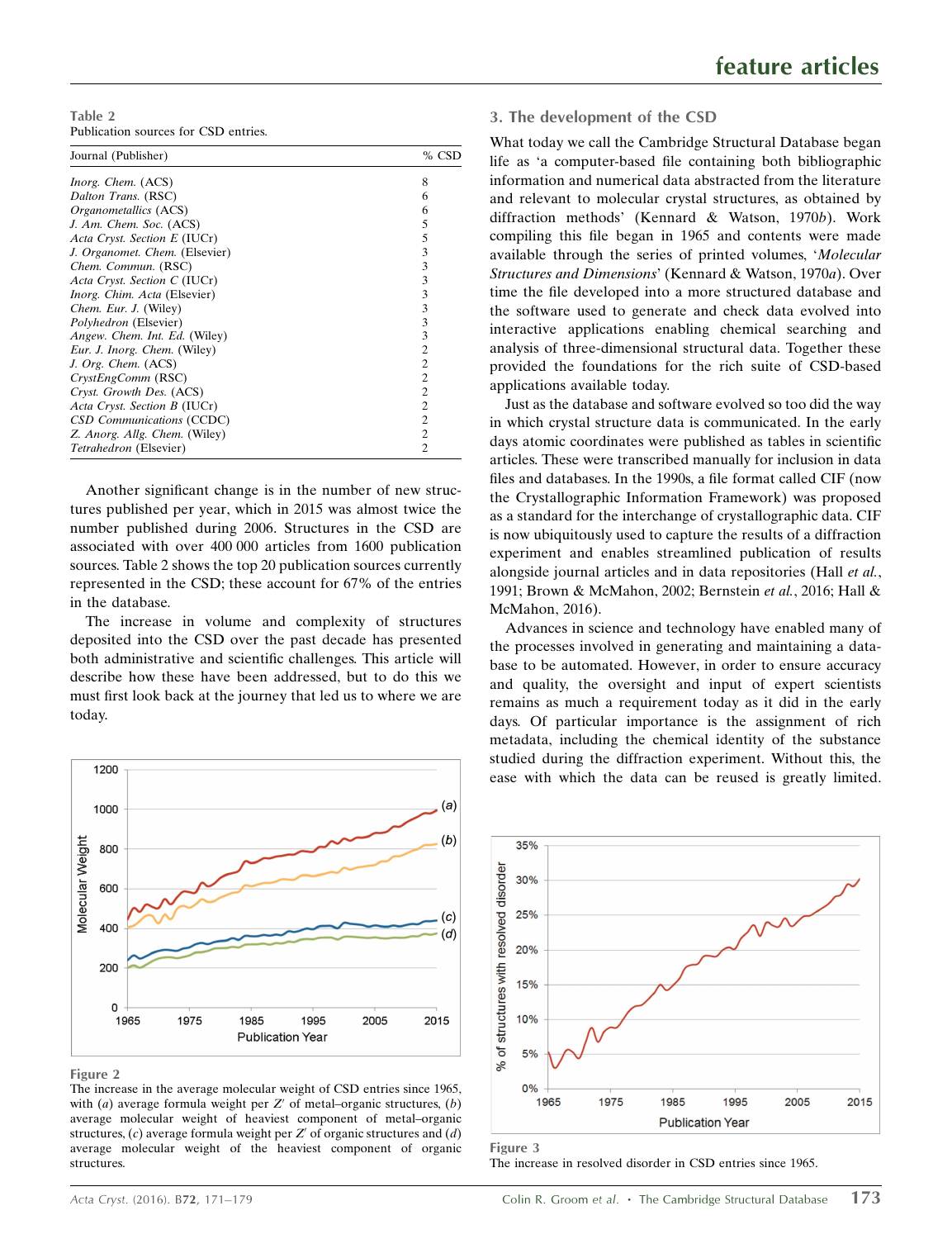Table 2
Publication sources for CSD entries.

| Journal (Publisher) | % CSD |
|---|---|
| *Inorg. Chem.* (ACS) | 8 |
| *Dalton Trans.* (RSC) | 6 |
| *Organometallics* (ACS) | 6 |
| *J. Am. Chem. Soc.* (ACS) | 5 |
| *Acta Cryst. Section E* (IUCr) | 5 |
| *J. Organomet. Chem.* (Elsevier) | 3 |
| *Chem. Commun.* (RSC) | 3 |
| *Acta Cryst. Section C* (IUCr) | 3 |
| *Inorg. Chim. Acta* (Elsevier) | 3 |
| *Chem. Eur. J.* (Wiley) | 3 |
| *Polyhedron* (Elsevier) | 3 |
| *Angew. Chem. Int. Ed.* (Wiley) | 3 |
| *Eur. J. Inorg. Chem.* (Wiley) | 2 |
| *J. Org. Chem.* (ACS) | 2 |
| *CrystEngComm* (RSC) | 2 |
| *Cryst. Growth Des.* (ACS) | 2 |
| *Acta Cryst. Section B* (IUCr) | 2 |
| *CSD Communications* (CCDC) | 2 |
| *Z. Anorg. Allg. Chem.* (Wiley) | 2 |
| *Tetrahedron* (Elsevier) | 2 |

Another significant change is in the number of new structures published per year, which in 2015 was almost twice the number published during 2006. Structures in the CSD are associated with over 400 000 articles from 1600 publication sources. Table 2 shows the top 20 publication sources currently represented in the CSD; these account for 67% of the entries in the database.

The increase in volume and complexity of structures deposited into the CSD over the past decade has presented both administrative and scientific challenges. This article will describe how these have been addressed, but to do this we must first look back at the journey that led us to where we are today.

Figure 2
The increase in the average molecular weight of CSD entries since 1965, with (*a*) average formula weight per $Z'$ of metal–organic structures, (*b*) average molecular weight of heaviest component of metal–organic structures, (*c*) average formula weight per $Z'$ of organic structures and (*d*) average molecular weight of the heaviest component of organic structures.

## 3. The development of the CSD

What today we call the Cambridge Structural Database began life as 'a computer-based file containing both bibliographic information and numerical data abstracted from the literature and relevant to molecular crystal structures, as obtained by diffraction methods' (Kennard & Watson, 1970*b*). Work compiling this file began in 1965 and contents were made available through the series of printed volumes, '*Molecular Structures and Dimensions*' (Kennard & Watson, 1970*a*). Over time the file developed into a more structured database and the software used to generate and check data evolved into interactive applications enabling chemical searching and analysis of three-dimensional structural data. Together these provided the foundations for the rich suite of CSD-based applications available today.

Just as the database and software evolved so too did the way in which crystal structure data is communicated. In the early days atomic coordinates were published as tables in scientific articles. These were transcribed manually for inclusion in data files and databases. In the 1990s, a file format called CIF (now the Crystallographic Information Framework) was proposed as a standard for the interchange of crystallographic data. CIF is now ubiquitously used to capture the results of a diffraction experiment and enables streamlined publication of results alongside journal articles and in data repositories (Hall *et al.*, 1991; Brown & McMahon, 2002; Bernstein *et al.*, 2016; Hall & McMahon, 2016).

Advances in science and technology have enabled many of the processes involved in generating and maintaining a database to be automated. However, in order to ensure accuracy and quality, the oversight and input of expert scientists remains as much a requirement today as it did in the early days. Of particular importance is the assignment of rich metadata, including the chemical identity of the substance studied during the diffraction experiment. Without this, the ease with which the data can be reused is greatly limited.

Figure 3
The increase in resolved disorder in CSD entries since 1965.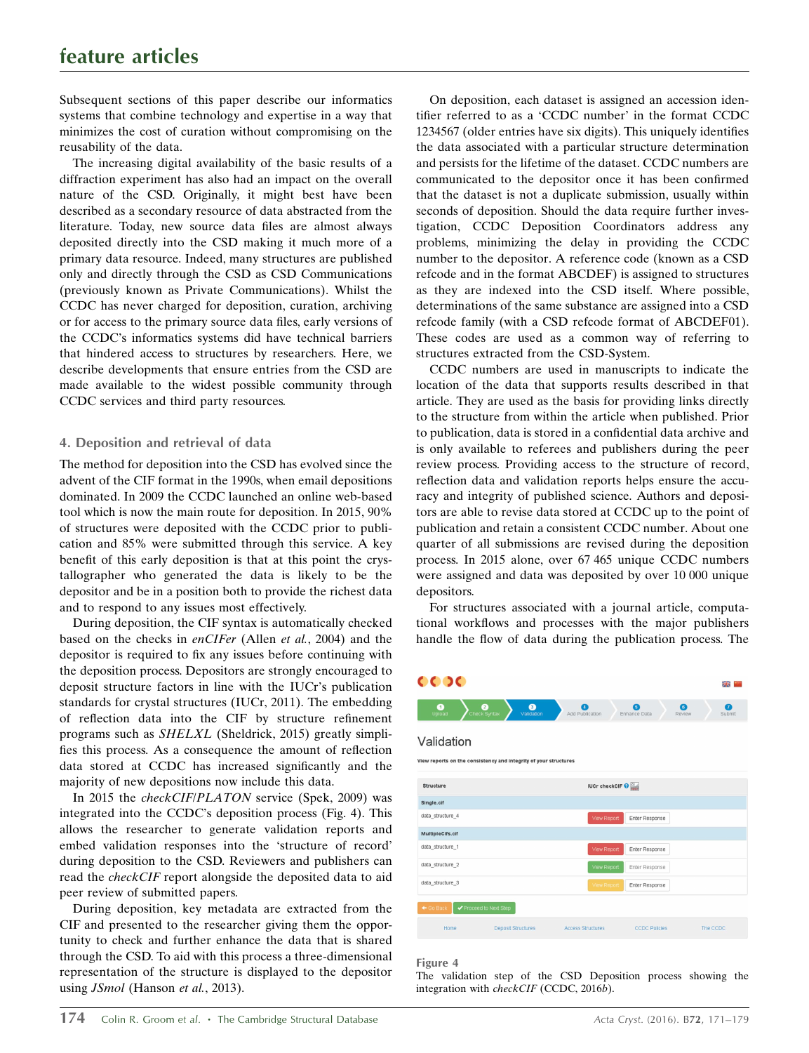Subsequent sections of this paper describe our informatics systems that combine technology and expertise in a way that minimizes the cost of curation without compromising on the reusability of the data.

The increasing digital availability of the basic results of a diffraction experiment has also had an impact on the overall nature of the CSD. Originally, it might best have been described as a secondary resource of data abstracted from the literature. Today, new source data files are almost always deposited directly into the CSD making it much more of a primary data resource. Indeed, many structures are published only and directly through the CSD as CSD Communications (previously known as Private Communications). Whilst the CCDC has never charged for deposition, curation, archiving or for access to the primary source data files, early versions of the CCDC's informatics systems did have technical barriers that hindered access to structures by researchers. Here, we describe developments that ensure entries from the CSD are made available to the widest possible community through CCDC services and third party resources.

## 4. Deposition and retrieval of data

The method for deposition into the CSD has evolved since the advent of the CIF format in the 1990s, when email depositions dominated. In 2009 the CCDC launched an online web-based tool which is now the main route for deposition. In 2015, 90% of structures were deposited with the CCDC prior to publication and 85% were submitted through this service. A key benefit of this early deposition is that at this point the crystallographer who generated the data is likely to be the depositor and be in a position both to provide the richest data and to respond to any issues most effectively.

During deposition, the CIF syntax is automatically checked based on the checks in *enCIFer* (Allen *et al.*, 2004) and the depositor is required to fix any issues before continuing with the deposition process. Depositors are strongly encouraged to deposit structure factors in line with the IUCr's publication standards for crystal structures (IUCr, 2011). The embedding of reflection data into the CIF by structure refinement programs such as *SHELXL* (Sheldrick, 2015) greatly simplifies this process. As a consequence the amount of reflection data stored at CCDC has increased significantly and the majority of new depositions now include this data.

In 2015 the *checkCIF*/*PLATON* service (Spek, 2009) was integrated into the CCDC's deposition process (Fig. 4). This allows the researcher to generate validation reports and embed validation responses into the 'structure of record' during deposition to the CSD. Reviewers and publishers can read the *checkCIF* report alongside the deposited data to aid peer review of submitted papers.

During deposition, key metadata are extracted from the CIF and presented to the researcher giving them the opportunity to check and further enhance the data that is shared through the CSD. To aid with this process a three-dimensional representation of the structure is displayed to the depositor using *JSmol* (Hanson *et al.*, 2013).

On deposition, each dataset is assigned an accession identifier referred to as a 'CCDC number' in the format CCDC 1234567 (older entries have six digits). This uniquely identifies the data associated with a particular structure determination and persists for the lifetime of the dataset. CCDC numbers are communicated to the depositor once it has been confirmed that the dataset is not a duplicate submission, usually within seconds of deposition. Should the data require further investigation, CCDC Deposition Coordinators address any problems, minimizing the delay in providing the CCDC number to the depositor. A reference code (known as a CSD refcode and in the format ABCDEF) is assigned to structures as they are indexed into the CSD itself. Where possible, determinations of the same substance are assigned into a CSD refcode family (with a CSD refcode format of ABCDEF01). These codes are used as a common way of referring to structures extracted from the CSD-System.

CCDC numbers are used in manuscripts to indicate the location of the data that supports results described in that article. They are used as the basis for providing links directly to the structure from within the article when published. Prior to publication, data is stored in a confidential data archive and is only available to referees and publishers during the peer review process. Providing access to the structure of record, reflection data and validation reports helps ensure the accuracy and integrity of published science. Authors and depositors are able to revise data stored at CCDC up to the point of publication and retain a consistent CCDC number. About one quarter of all submissions are revised during the deposition process. In 2015 alone, over 67 465 unique CCDC numbers were assigned and data was deposited by over 10 000 unique depositors.

For structures associated with a journal article, computational workflows and processes with the major publishers handle the flow of data during the publication process. The

1 Upload
2 Check Syntax
3 Validation
4 Add Publication
5 Enhance Data
6 Review
7 Submit

Validation

View reports on the consistency and integrity of your structures

Structure
IUCr checkCIF

Single.cif
data_structure_4 View Report Enter Response

MultipleCifs.cif
data_structure_1 View Report Enter Response
data_structure_2 View Report Enter Response
data_structure_3 View Report Enter Response

Go Back
Proceed to Next Step

Home
Deposit Structures
Access Structures
CCDC Policies
The CCDC

Figure 4
The validation step of the CSD Deposition process showing the integration with *checkCIF* (CCDC, 2016*b*).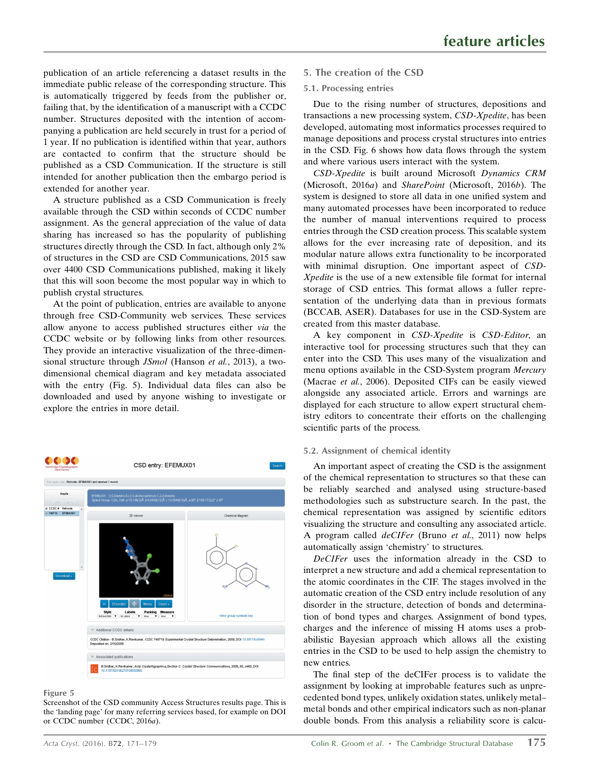publication of an article referencing a dataset results in the immediate public release of the corresponding structure. This is automatically triggered by feeds from the publisher or, failing that, by the identification of a manuscript with a CCDC number. Structures deposited with the intention of accompanying a publication are held securely in trust for a period of 1 year. If no publication is identified within that year, authors are contacted to confirm that the structure should be published as a CSD Communication. If the structure is still intended for another publication then the embargo period is extended for another year.

A structure published as a CSD Communication is freely available through the CSD within seconds of CCDC number assignment. As the general appreciation of the value of data sharing has increased so has the popularity of publishing structures directly through the CSD. In fact, although only 2% of structures in the CSD are CSD Communications, 2015 saw over 4400 CSD Communications published, making it likely that this will soon become the most popular way in which to publish crystal structures.

At the point of publication, entries are available to anyone through free CSD-Community web services. These services allow anyone to access published structures either *via* the CCDC website or by following links from other resources. They provide an interactive visualization of the three-dimensional structure through *JSmol* (Hanson *et al.*, 2013), a two-dimensional chemical diagram and key metadata associated with the entry (Fig. 5). Individual data files can also be downloaded and used by anyone wishing to investigate or explore the entries in more detail.

**Figure 5**
Screenshot of the CSD community Access Structures results page. This is the 'landing page' for many referring services based, for example on DOI or CCDC number (CCDC, 2016*a*).

## 5. The creation of the CSD

### 5.1. Processing entries

Due to the rising number of structures, depositions and transactions a new processing system, *CSD-Xpedite*, has been developed, automating most informatics processes required to manage depositions and process crystal structures into entries in the CSD. Fig. 6 shows how data flows through the system and where various users interact with the system.

*CSD-Xpedite* is built around Microsoft *Dynamics CRM* (Microsoft, 2016*a*) and *SharePoint* (Microsoft, 2016*b*). The system is designed to store all data in one unified system and many automated processes have been incorporated to reduce the number of manual interventions required to process entries through the CSD creation process. This scalable system allows for the ever increasing rate of deposition, and its modular nature allows extra functionality to be incorporated with minimal disruption. One important aspect of *CSD-Xpedite* is the use of a new extensible file format for internal storage of CSD entries. This format allows a fuller representation of the underlying data than in previous formats (BCCAB, ASER). Databases for use in the CSD-System are created from this master database.

A key component in *CSD-Xpedite* is *CSD-Editor*, an interactive tool for processing structures such that they can enter into the CSD. This uses many of the visualization and menu options available in the CSD-System program *Mercury* (Macrae *et al.*, 2006). Deposited CIFs can be easily viewed alongside any associated article. Errors and warnings are displayed for each structure to allow expert structural chemistry editors to concentrate their efforts on the challenging scientific parts of the process.

### 5.2. Assignment of chemical identity

An important aspect of creating the CSD is the assignment of the chemical representation to structures so that these can be reliably searched and analysed using structure-based methodologies such as substructure search. In the past, the chemical representation was assigned by scientific editors visualizing the structure and consulting any associated article. A program called *deCIFer* (Bruno *et al.*, 2011) now helps automatically assign 'chemistry' to structures.

*DeCIFer* uses the information already in the CSD to interpret a new structure and add a chemical representation to the atomic coordinates in the CIF. The stages involved in the automatic creation of the CSD entry include resolution of any disorder in the structure, detection of bonds and determination of bond types and charges. Assignment of bond types, charges and the inference of missing H atoms uses a probabilistic Bayesian approach which allows all the existing entries in the CSD to be used to help assign the chemistry to new entries.

The final step of the deCIFer process is to validate the assignment by looking at improbable features such as unprecedented bond types, unlikely oxidation states, unlikely metal–metal bonds and other empirical indicators such as non-planar double bonds. From this analysis a reliability score is calcu-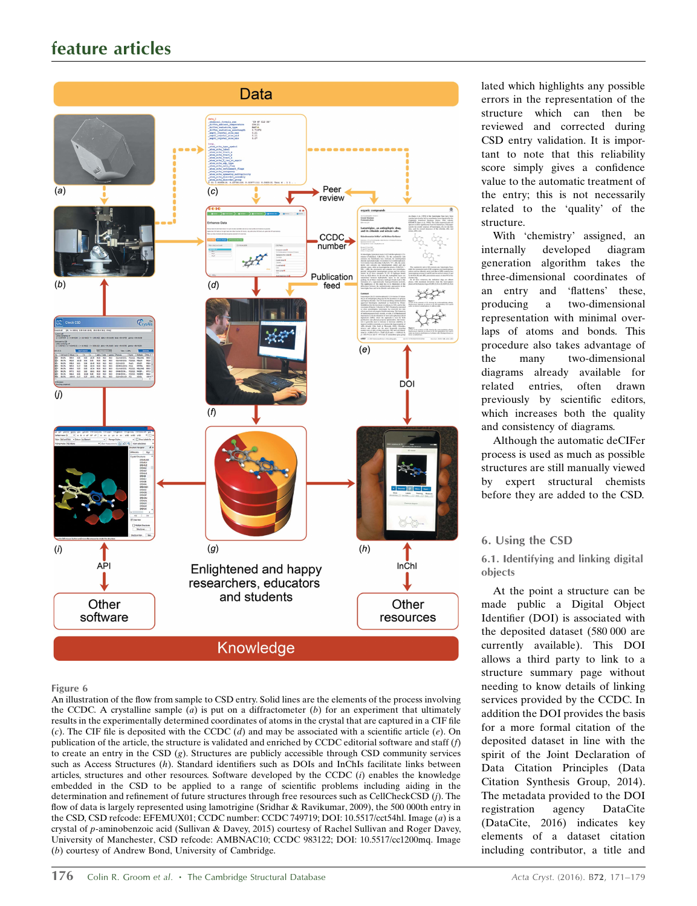Data

(a) (b) (c) (d) (e) (f) (g) (h) (i) (j)

Peer review

CCDC number

Publication feed

DOI

API

InChI

Enlightened and happy researchers, educators and students

Other software

Other resources

Knowledge

Figure 6
An illustration of the flow from sample to CSD entry. Solid lines are the elements of the process involving the CCDC. A crystalline sample (*a*) is put on a diffractometer (*b*) for an experiment that ultimately results in the experimentally determined coordinates of atoms in the crystal that are captured in a CIF file (*c*). The CIF file is deposited with the CCDC (*d*) and may be associated with a scientific article (*e*). On publication of the article, the structure is validated and enriched by CCDC editorial software and staff (*f*) to create an entry in the CSD (*g*). Structures are publicly accessible through CSD community services such as Access Structures (*h*). Standard identifiers such as DOIs and InChIs facilitate links between articles, structures and other resources. Software developed by the CCDC (*i*) enables the knowledge embedded in the CSD to be applied to a range of scientific problems including aiding in the determination and refinement of future structures through free resources such as CellCheckCSD (*j*). The flow of data is largely represented using lamotrigine (Sridhar & Ravikumar, 2009), the 500 000th entry in the CSD, CSD refcode: EFEMUX01; CCDC number: CCDC 749719; DOI: 10.5517/cct54hl. Image (*a*) is a crystal of *p*-aminobenzoic acid (Sullivan & Davey, 2015) courtesy of Rachel Sullivan and Roger Davey, University of Manchester, CSD refcode: AMBNAC10; CCDC 983122; DOI: 10.5517/cc1200mq. Image (*b*) courtesy of Andrew Bond, University of Cambridge.

lated which highlights any possible errors in the representation of the structure which can then be reviewed and corrected during CSD entry validation. It is important to note that this reliability score simply gives a confidence value to the automatic treatment of the entry; this is not necessarily related to the 'quality' of the structure.

With 'chemistry' assigned, an internally developed diagram generation algorithm takes the three-dimensional coordinates of an entry and 'flattens' these, producing a two-dimensional representation with minimal overlaps of atoms and bonds. This procedure also takes advantage of the many two-dimensional diagrams already available for related entries, often drawn previously by scientific editors, which increases both the quality and consistency of diagrams.

Although the automatic deCIFer process is used as much as possible structures are still manually viewed by expert structural chemists before they are added to the CSD.

## 6. Using the CSD

### 6.1. Identifying and linking digital objects

At the point a structure can be made public a Digital Object Identifier (DOI) is associated with the deposited dataset (580 000 are currently available). This DOI allows a third party to link to a structure summary page without needing to know details of linking services provided by the CCDC. In addition the DOI provides the basis for a more formal citation of the deposited dataset in line with the spirit of the Joint Declaration of Data Citation Principles (Data Citation Synthesis Group, 2014). The metadata provided to the DOI registration agency DataCite (DataCite, 2016) indicates key elements of a dataset citation including contributor, a title and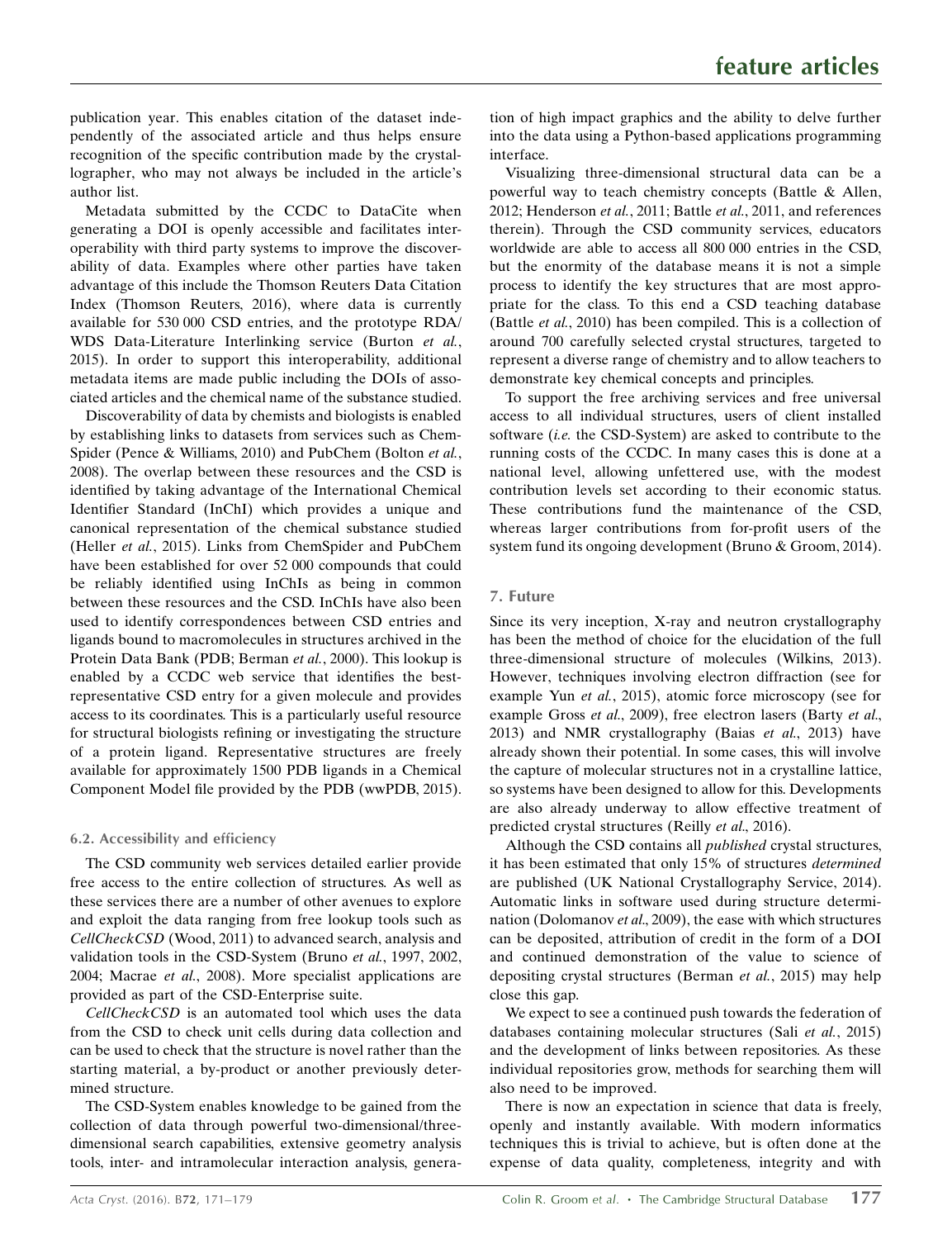publication year. This enables citation of the dataset independently of the associated article and thus helps ensure recognition of the specific contribution made by the crystallographer, who may not always be included in the article's author list.

Metadata submitted by the CCDC to DataCite when generating a DOI is openly accessible and facilitates interoperability with third party systems to improve the discoverability of data. Examples where other parties have taken advantage of this include the Thomson Reuters Data Citation Index (Thomson Reuters, 2016), where data is currently available for 530 000 CSD entries, and the prototype RDA/WDS Data-Literature Interlinking service (Burton *et al.*, 2015). In order to support this interoperability, additional metadata items are made public including the DOIs of associated articles and the chemical name of the substance studied.

Discoverability of data by chemists and biologists is enabled by establishing links to datasets from services such as ChemSpider (Pence & Williams, 2010) and PubChem (Bolton *et al.*, 2008). The overlap between these resources and the CSD is identified by taking advantage of the International Chemical Identifier Standard (InChI) which provides a unique and canonical representation of the chemical substance studied (Heller *et al.*, 2015). Links from ChemSpider and PubChem have been established for over 52 000 compounds that could be reliably identified using InChIs as being in common between these resources and the CSD. InChIs have also been used to identify correspondences between CSD entries and ligands bound to macromolecules in structures archived in the Protein Data Bank (PDB; Berman *et al.*, 2000). This lookup is enabled by a CCDC web service that identifies the best-representative CSD entry for a given molecule and provides access to its coordinates. This is a particularly useful resource for structural biologists refining or investigating the structure of a protein ligand. Representative structures are freely available for approximately 1500 PDB ligands in a Chemical Component Model file provided by the PDB (wwPDB, 2015).

### 6.2. Accessibility and efficiency

The CSD community web services detailed earlier provide free access to the entire collection of structures. As well as these services there are a number of other avenues to explore and exploit the data ranging from free lookup tools such as *CellCheckCSD* (Wood, 2011) to advanced search, analysis and validation tools in the CSD-System (Bruno *et al.*, 1997, 2002, 2004; Macrae *et al.*, 2008). More specialist applications are provided as part of the CSD-Enterprise suite.

*CellCheckCSD* is an automated tool which uses the data from the CSD to check unit cells during data collection and can be used to check that the structure is novel rather than the starting material, a by-product or another previously determined structure.

The CSD-System enables knowledge to be gained from the collection of data through powerful two-dimensional/three-dimensional search capabilities, extensive geometry analysis tools, inter- and intramolecular interaction analysis, generation of high impact graphics and the ability to delve further into the data using a Python-based applications programming interface.

Visualizing three-dimensional structural data can be a powerful way to teach chemistry concepts (Battle & Allen, 2012; Henderson *et al.*, 2011; Battle *et al.*, 2011, and references therein). Through the CSD community services, educators worldwide are able to access all 800 000 entries in the CSD, but the enormity of the database means it is not a simple process to identify the key structures that are most appropriate for the class. To this end a CSD teaching database (Battle *et al.*, 2010) has been compiled. This is a collection of around 700 carefully selected crystal structures, targeted to represent a diverse range of chemistry and to allow teachers to demonstrate key chemical concepts and principles.

To support the free archiving services and free universal access to all individual structures, users of client installed software (*i.e.* the CSD-System) are asked to contribute to the running costs of the CCDC. In many cases this is done at a national level, allowing unfettered use, with the modest contribution levels set according to their economic status. These contributions fund the maintenance of the CSD, whereas larger contributions from for-profit users of the system fund its ongoing development (Bruno & Groom, 2014).

## 7. Future

Since its very inception, X-ray and neutron crystallography has been the method of choice for the elucidation of the full three-dimensional structure of molecules (Wilkins, 2013). However, techniques involving electron diffraction (see for example Yun *et al.*, 2015), atomic force microscopy (see for example Gross *et al.*, 2009), free electron lasers (Barty *et al.*, 2013) and NMR crystallography (Baias *et al.*, 2013) have already shown their potential. In some cases, this will involve the capture of molecular structures not in a crystalline lattice, so systems have been designed to allow for this. Developments are also already underway to allow effective treatment of predicted crystal structures (Reilly *et al.*, 2016).

Although the CSD contains all *published* crystal structures, it has been estimated that only 15% of structures *determined* are published (UK National Crystallography Service, 2014). Automatic links in software used during structure determination (Dolomanov *et al.*, 2009), the ease with which structures can be deposited, attribution of credit in the form of a DOI and continued demonstration of the value to science of depositing crystal structures (Berman *et al.*, 2015) may help close this gap.

We expect to see a continued push towards the federation of databases containing molecular structures (Sali *et al.*, 2015) and the development of links between repositories. As these individual repositories grow, methods for searching them will also need to be improved.

There is now an expectation in science that data is freely, openly and instantly available. With modern informatics techniques this is trivial to achieve, but is often done at the expense of data quality, completeness, integrity and with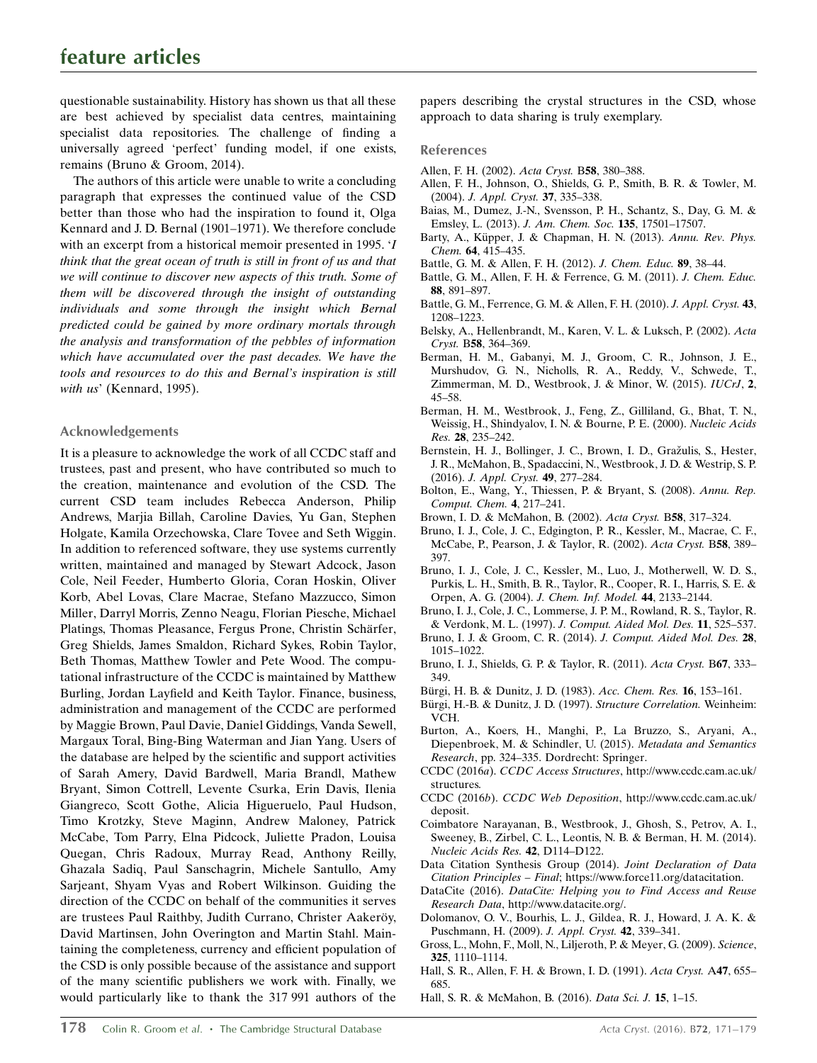questionable sustainability. History has shown us that all these are best achieved by specialist data centres, maintaining specialist data repositories. The challenge of finding a universally agreed 'perfect' funding model, if one exists, remains (Bruno & Groom, 2014).

The authors of this article were unable to write a concluding paragraph that expresses the continued value of the CSD better than those who had the inspiration to found it, Olga Kennard and J. D. Bernal (1901–1971). We therefore conclude with an excerpt from a historical memoir presented in 1995. '*I think that the great ocean of truth is still in front of us and that we will continue to discover new aspects of this truth. Some of them will be discovered through the insight of outstanding individuals and some through the insight which Bernal predicted could be gained by more ordinary mortals through the analysis and transformation of the pebbles of information which have accumulated over the past decades. We have the tools and resources to do this and Bernal's inspiration is still with us*' (Kennard, 1995).

### Acknowledgements

It is a pleasure to acknowledge the work of all CCDC staff and trustees, past and present, who have contributed so much to the creation, maintenance and evolution of the CSD. The current CSD team includes Rebecca Anderson, Philip Andrews, Marjia Billah, Caroline Davies, Yu Gan, Stephen Holgate, Kamila Orzechowska, Clare Tovee and Seth Wiggin. In addition to referenced software, they use systems currently written, maintained and managed by Stewart Adcock, Jason Cole, Neil Feeder, Humberto Gloria, Coran Hoskin, Oliver Korb, Abel Lovas, Clare Macrae, Stefano Mazzucco, Simon Miller, Darryl Morris, Zenno Neagu, Florian Piesche, Michael Platings, Thomas Pleasance, Fergus Prone, Christin Schärfer, Greg Shields, James Smaldon, Richard Sykes, Robin Taylor, Beth Thomas, Matthew Towler and Pete Wood. The computational infrastructure of the CCDC is maintained by Matthew Burling, Jordan Layfield and Keith Taylor. Finance, business, administration and management of the CCDC are performed by Maggie Brown, Paul Davie, Daniel Giddings, Vanda Sewell, Margaux Toral, Bing-Bing Waterman and Jian Yang. Users of the database are helped by the scientific and support activities of Sarah Amery, David Bardwell, Maria Brandl, Mathew Bryant, Simon Cottrell, Levente Csurka, Erin Davis, Ilenia Giangreco, Scott Gothe, Alicia Higueruelo, Paul Hudson, Timo Krotzky, Steve Maginn, Andrew Maloney, Patrick McCabe, Tom Parry, Elna Pidcock, Juliette Pradon, Louisa Quegan, Chris Radoux, Murray Read, Anthony Reilly, Ghazala Sadiq, Paul Sanschagrin, Michele Santullo, Amy Sarjeant, Shyam Vyas and Robert Wilkinson. Guiding the direction of the CCDC on behalf of the communities it serves are trustees Paul Raithby, Judith Currano, Christer Aakeröy, David Martinsen, John Overington and Martin Stahl. Maintaining the completeness, currency and efficient population of the CSD is only possible because of the assistance and support of the many scientific publishers we work with. Finally, we would particularly like to thank the 317 991 authors of the papers describing the crystal structures in the CSD, whose approach to data sharing is truly exemplary.

### References

Allen, F. H. (2002). *Acta Cryst.* B**58**, 380–388.

Allen, F. H., Johnson, O., Shields, G. P., Smith, B. R. & Towler, M. (2004). *J. Appl. Cryst.* **37**, 335–338.

Baias, M., Dumez, J.-N., Svensson, P. H., Schantz, S., Day, G. M. & Emsley, L. (2013). *J. Am. Chem. Soc.* **135**, 17501–17507.

Barty, A., Küpper, J. & Chapman, H. N. (2013). *Annu. Rev. Phys. Chem.* **64**, 415–435.

Battle, G. M. & Allen, F. H. (2012). *J. Chem. Educ.* **89**, 38–44.

Battle, G. M., Allen, F. H. & Ferrence, G. M. (2011). *J. Chem. Educ.* **88**, 891–897.

Battle, G. M., Ferrence, G. M. & Allen, F. H. (2010). *J. Appl. Cryst.* **43**, 1208–1223.

Belsky, A., Hellenbrandt, M., Karen, V. L. & Luksch, P. (2002). *Acta Cryst.* B**58**, 364–369.

Berman, H. M., Gabanyi, M. J., Groom, C. R., Johnson, J. E., Murshudov, G. N., Nicholls, R. A., Reddy, V., Schwede, T., Zimmerman, M. D., Westbrook, J. & Minor, W. (2015). *IUCrJ*, **2**, 45–58.

Berman, H. M., Westbrook, J., Feng, Z., Gilliland, G., Bhat, T. N., Weissig, H., Shindyalov, I. N. & Bourne, P. E. (2000). *Nucleic Acids Res.* **28**, 235–242.

Bernstein, H. J., Bollinger, J. C., Brown, I. D., Gražulis, S., Hester, J. R., McMahon, B., Spadaccini, N., Westbrook, J. D. & Westrip, S. P. (2016). *J. Appl. Cryst.* **49**, 277–284.

Bolton, E., Wang, Y., Thiessen, P. & Bryant, S. (2008). *Annu. Rep. Comput. Chem.* **4**, 217–241.

Brown, I. D. & McMahon, B. (2002). *Acta Cryst.* B**58**, 317–324.

Bruno, I. J., Cole, J. C., Edgington, P. R., Kessler, M., Macrae, C. F., McCabe, P., Pearson, J. & Taylor, R. (2002). *Acta Cryst.* B**58**, 389–397.

Bruno, I. J., Cole, J. C., Kessler, M., Luo, J., Motherwell, W. D. S., Purkis, L. H., Smith, B. R., Taylor, R., Cooper, R. I., Harris, S. E. & Orpen, A. G. (2004). *J. Chem. Inf. Model.* **44**, 2133–2144.

Bruno, I. J., Cole, J. C., Lommerse, J. P. M., Rowland, R. S., Taylor, R. & Verdonk, M. L. (1997). *J. Comput. Aided Mol. Des.* **11**, 525–537.

Bruno, I. J. & Groom, C. R. (2014). *J. Comput. Aided Mol. Des.* **28**, 1015–1022.

Bruno, I. J., Shields, G. P. & Taylor, R. (2011). *Acta Cryst.* B**67**, 333–349.

Bürgi, H. B. & Dunitz, J. D. (1983). *Acc. Chem. Res.* **16**, 153–161.

Bürgi, H.-B. & Dunitz, J. D. (1997). *Structure Correlation.* Weinheim: VCH.

Burton, A., Koers, H., Manghi, P., La Bruzzo, S., Aryani, A., Diepenbroek, M. & Schindler, U. (2015). *Metadata and Semantics Research*, pp. 324–335. Dordrecht: Springer.

CCDC (2016*a*). *CCDC Access Structures*, http://www.ccdc.cam.ac.uk/structures.

CCDC (2016*b*). *CCDC Web Deposition*, http://www.ccdc.cam.ac.uk/deposit.

Coimbatore Narayanan, B., Westbrook, J., Ghosh, S., Petrov, A. I., Sweeney, B., Zirbel, C. L., Leontis, N. B. & Berman, H. M. (2014). *Nucleic Acids Res.* **42**, D114–D122.

Data Citation Synthesis Group (2014). *Joint Declaration of Data Citation Principles – Final*; https://www.force11.org/datacitation.

DataCite (2016). *DataCite: Helping you to Find Access and Reuse Research Data*, http://www.datacite.org/.

Dolomanov, O. V., Bourhis, L. J., Gildea, R. J., Howard, J. A. K. & Puschmann, H. (2009). *J. Appl. Cryst.* **42**, 339–341.

Gross, L., Mohn, F., Moll, N., Liljeroth, P. & Meyer, G. (2009). *Science*, **325**, 1110–1114.

Hall, S. R., Allen, F. H. & Brown, I. D. (1991). *Acta Cryst.* A**47**, 655–685.

Hall, S. R. & McMahon, B. (2016). *Data Sci. J.* **15**, 1–15.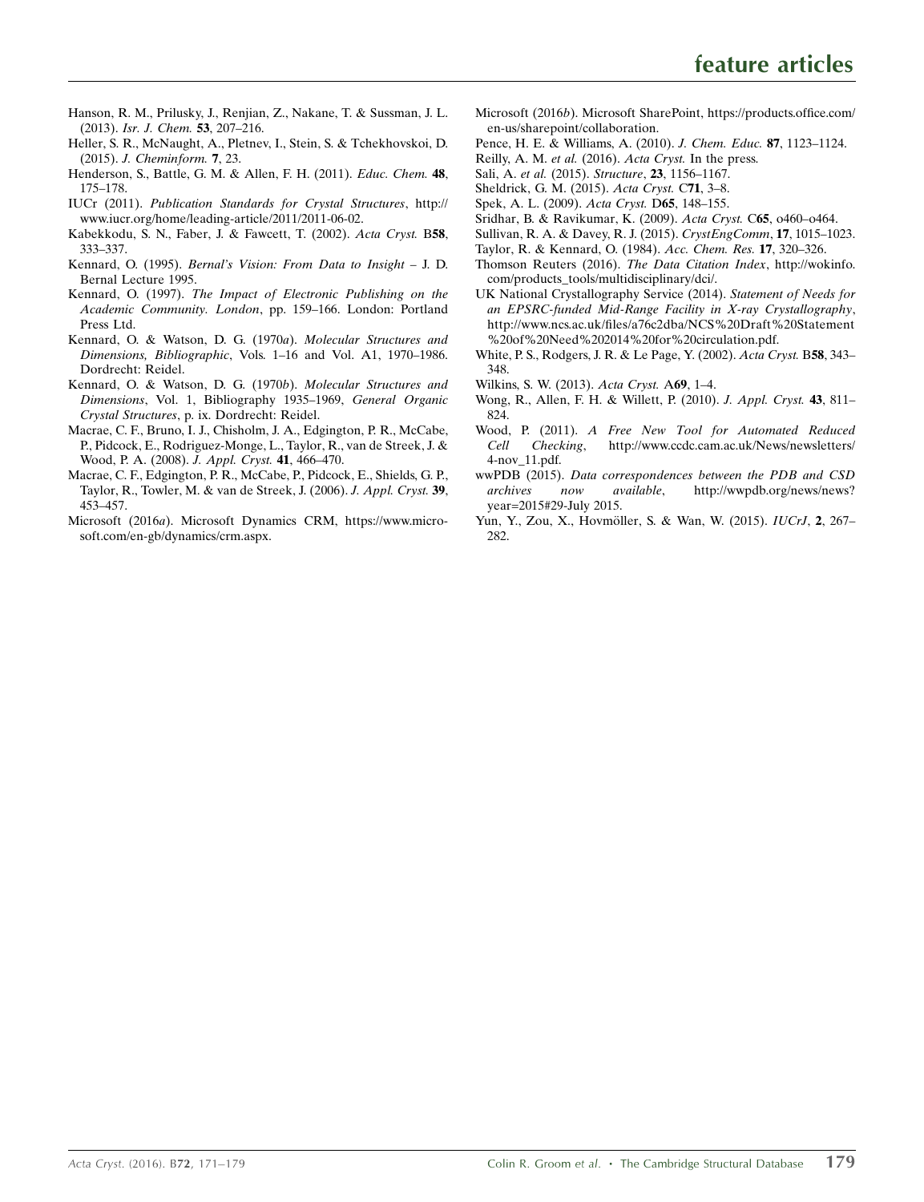Hanson, R. M., Prilusky, J., Renjian, Z., Nakane, T. & Sussman, J. L. (2013). *Isr. J. Chem.* **53**, 207–216.

Heller, S. R., McNaught, A., Pletnev, I., Stein, S. & Tchekhovskoi, D. (2015). *J. Cheminform.* **7**, 23.

Henderson, S., Battle, G. M. & Allen, F. H. (2011). *Educ. Chem.* **48**, 175–178.

IUCr (2011). *Publication Standards for Crystal Structures*, http://www.iucr.org/home/leading-article/2011/2011-06-02.

Kabekkodu, S. N., Faber, J. & Fawcett, T. (2002). *Acta Cryst.* B**58**, 333–337.

Kennard, O. (1995). *Bernal's Vision: From Data to Insight* – J. D. Bernal Lecture 1995.

Kennard, O. (1997). *The Impact of Electronic Publishing on the Academic Community. London*, pp. 159–166. London: Portland Press Ltd.

Kennard, O. & Watson, D. G. (1970*a*). *Molecular Structures and Dimensions, Bibliographic*, Vols. 1–16 and Vol. A1, 1970–1986. Dordrecht: Reidel.

Kennard, O. & Watson, D. G. (1970*b*). *Molecular Structures and Dimensions*, Vol. 1, Bibliography 1935–1969, *General Organic Crystal Structures*, p. ix. Dordrecht: Reidel.

Macrae, C. F., Bruno, I. J., Chisholm, J. A., Edgington, P. R., McCabe, P., Pidcock, E., Rodriguez-Monge, L., Taylor, R., van de Streek, J. & Wood, P. A. (2008). *J. Appl. Cryst.* **41**, 466–470.

Macrae, C. F., Edgington, P. R., McCabe, P., Pidcock, E., Shields, G. P., Taylor, R., Towler, M. & van de Streek, J. (2006). *J. Appl. Cryst.* **39**, 453–457.

Microsoft (2016*a*). Microsoft Dynamics CRM, https://www.microsoft.com/en-gb/dynamics/crm.aspx.

Microsoft (2016*b*). Microsoft SharePoint, https://products.office.com/en-us/sharepoint/collaboration.

Pence, H. E. & Williams, A. (2010). *J. Chem. Educ.* **87**, 1123–1124.

Reilly, A. M. *et al.* (2016). *Acta Cryst.* In the press.

Sali, A. *et al.* (2015). *Structure*, **23**, 1156–1167.

Sheldrick, G. M. (2015). *Acta Cryst.* C**71**, 3–8.

Spek, A. L. (2009). *Acta Cryst.* D**65**, 148–155.

Sridhar, B. & Ravikumar, K. (2009). *Acta Cryst.* C**65**, o460–o464.

Sullivan, R. A. & Davey, R. J. (2015). *CrystEngComm*, **17**, 1015–1023.

Taylor, R. & Kennard, O. (1984). *Acc. Chem. Res.* **17**, 320–326.

Thomson Reuters (2016). *The Data Citation Index*, http://wokinfo.com/products_tools/multidisciplinary/dci/.

UK National Crystallography Service (2014). *Statement of Needs for an EPSRC-funded Mid-Range Facility in X-ray Crystallography*, http://www.ncs.ac.uk/files/a76c2dba/NCS%20Draft%20Statement%20of%20Need%202014%20for%20circulation.pdf.

White, P. S., Rodgers, J. R. & Le Page, Y. (2002). *Acta Cryst.* B**58**, 343–348.

Wilkins, S. W. (2013). *Acta Cryst.* A**69**, 1–4.

Wong, R., Allen, F. H. & Willett, P. (2010). *J. Appl. Cryst.* **43**, 811–824.

Wood, P. (2011). *A Free New Tool for Automated Reduced Cell Checking*, http://www.ccdc.cam.ac.uk/News/newsletters/4-nov_11.pdf.

wwPDB (2015). *Data correspondences between the PDB and CSD archives now available*, http://wwpdb.org/news/news?year=2015#29-July 2015.

Yun, Y., Zou, X., Hovmöller, S. & Wan, W. (2015). *IUCrJ*, **2**, 267–282.